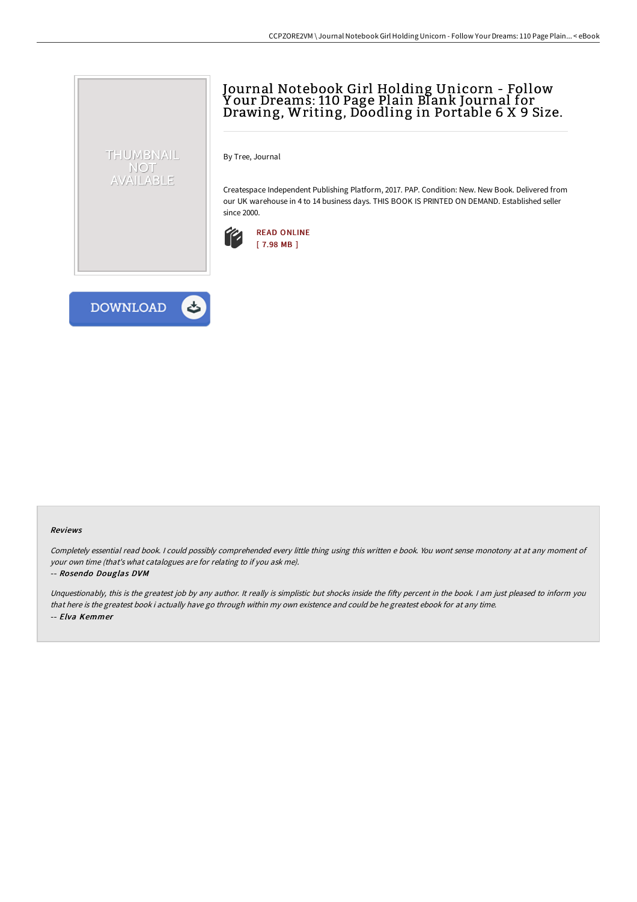# Journal Notebook Girl Holding Unicorn - Follow Your Dreams: 110 Page Plain Blank Journal for Drawing, Writing, Doodling in Portable 6 X 9 Size.

By Tree, Journal

Createspace Independent Publishing Platform, 2017. PAP. Condition: New. New Book. Delivered from our UK warehouse in 4 to 14 business days. THIS BOOK IS PRINTED ON DEMAND. Established seller since 2000.

READ ONLINE
[ 7.98 MB ]

DOWNLOAD

### Reviews

*Completely essential read book. I could possibly comprehended every little thing using this written e book. You wont sense monotony at at any moment of your own time (that's what catalogues are for relating to if you ask me).*

*-- Rosendo Douglas DVM*

*Unquestionably, this is the greatest job by any author. It really is simplistic but shocks inside the fifty percent in the book. I am just pleased to inform you that here is the greatest book i actually have go through within my own existence and could be he greatest ebook for at any time.*

*-- Elva Kemmer*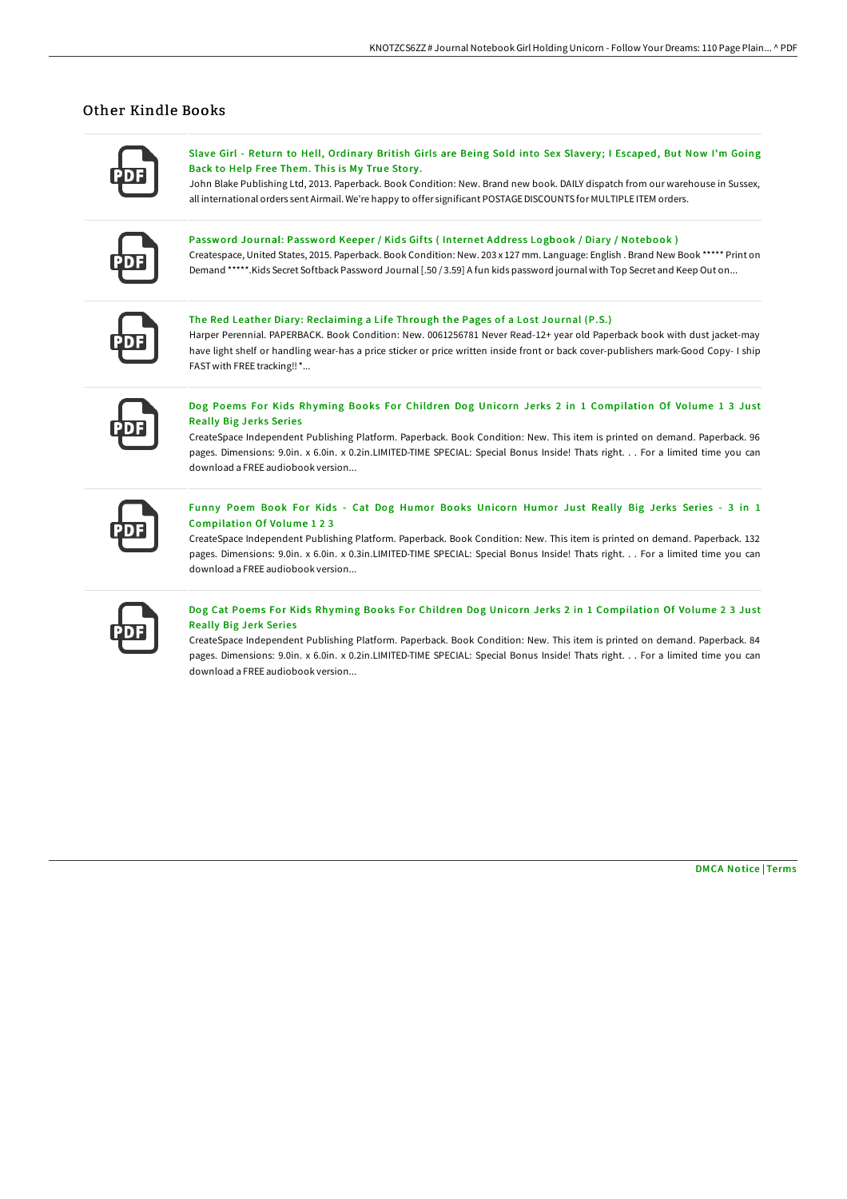## Other Kindle Books

**Slave Girl - Return to Hell, Ordinary British Girls are Being Sold into Sex Slavery; I Escaped, But Now I'm Going Back to Help Free Them. This is My True Story.**

John Blake Publishing Ltd, 2013. Paperback. Book Condition: New. Brand new book. DAILY dispatch from our warehouse in Sussex, all international orders sent Airmail. We're happy to offer significant POSTAGE DISCOUNTS for MULTIPLE ITEM orders.

**Password Journal: Password Keeper / Kids Gifts ( Internet Address Logbook / Diary / Notebook )**

Createspace, United States, 2015. Paperback. Book Condition: New. 203 x 127 mm. Language: English . Brand New Book ***** Print on Demand *****.Kids Secret Softback Password Journal [.50 / 3.59] A fun kids password journal with Top Secret and Keep Out on...

**The Red Leather Diary: Reclaiming a Life Through the Pages of a Lost Journal (P.S.)**

Harper Perennial. PAPERBACK. Book Condition: New. 0061256781 Never Read-12+ year old Paperback book with dust jacket-may have light shelf or handling wear-has a price sticker or price written inside front or back cover-publishers mark-Good Copy- I ship FAST with FREE tracking!! *...

**Dog Poems For Kids Rhyming Books For Children Dog Unicorn Jerks 2 in 1 Compilation Of Volume 1 3 Just Really Big Jerks Series**

CreateSpace Independent Publishing Platform. Paperback. Book Condition: New. This item is printed on demand. Paperback. 96 pages. Dimensions: 9.0in. x 6.0in. x 0.2in.LIMITED-TIME SPECIAL: Special Bonus Inside! Thats right. . . For a limited time you can download a FREE audiobook version...

**Funny Poem Book For Kids - Cat Dog Humor Books Unicorn Humor Just Really Big Jerks Series - 3 in 1 Compilation Of Volume 1 2 3**

CreateSpace Independent Publishing Platform. Paperback. Book Condition: New. This item is printed on demand. Paperback. 132 pages. Dimensions: 9.0in. x 6.0in. x 0.3in.LIMITED-TIME SPECIAL: Special Bonus Inside! Thats right. . . For a limited time you can download a FREE audiobook version...

**Dog Cat Poems For Kids Rhyming Books For Children Dog Unicorn Jerks 2 in 1 Compilation Of Volume 2 3 Just Really Big Jerk Series**

CreateSpace Independent Publishing Platform. Paperback. Book Condition: New. This item is printed on demand. Paperback. 84 pages. Dimensions: 9.0in. x 6.0in. x 0.2in.LIMITED-TIME SPECIAL: Special Bonus Inside! Thats right. . . For a limited time you can download a FREE audiobook version...